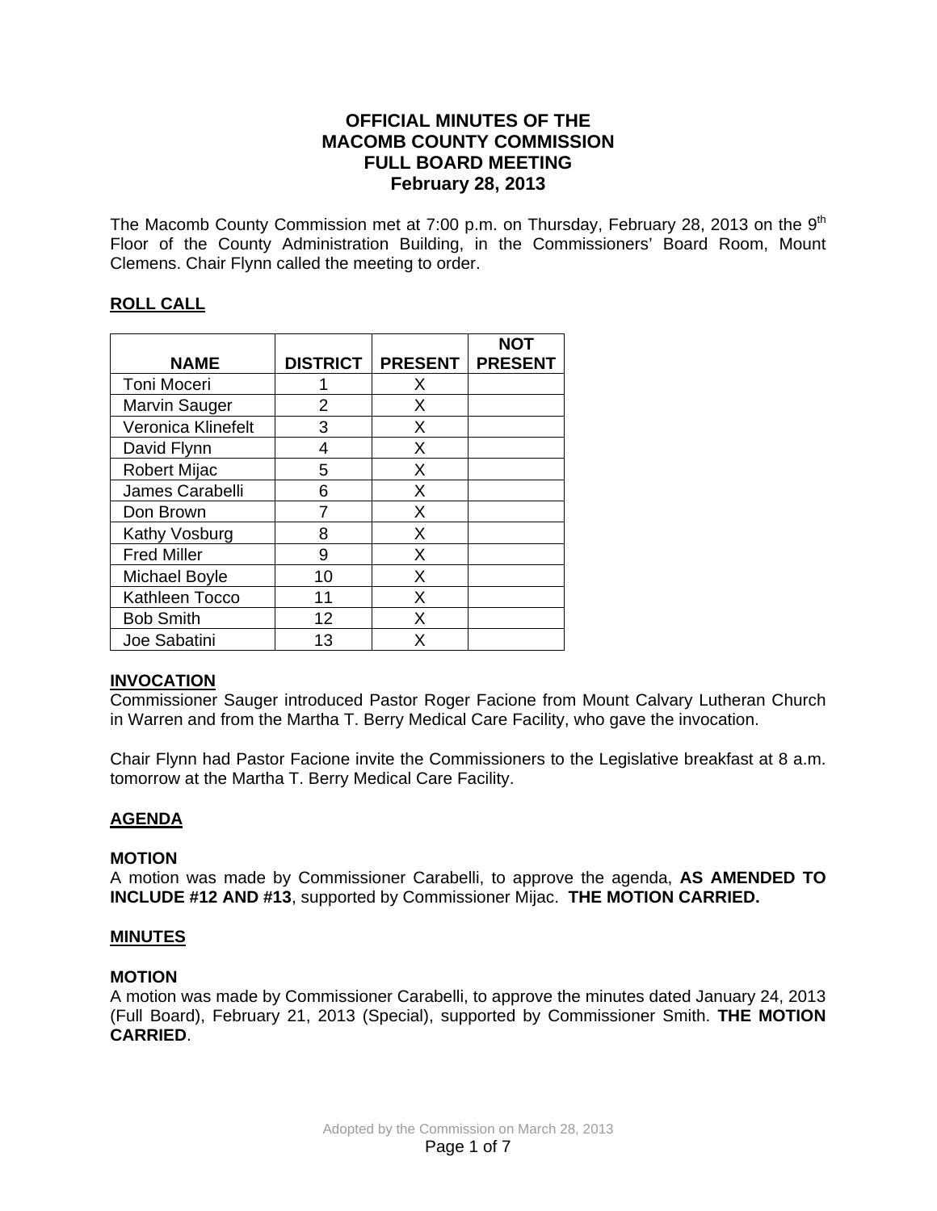# OFFICIAL MINUTES OF THE MACOMB COUNTY COMMISSION FULL BOARD MEETING February 28, 2013

The Macomb County Commission met at 7:00 p.m. on Thursday, February 28, 2013 on the 9th Floor of the County Administration Building, in the Commissioners' Board Room, Mount Clemens. Chair Flynn called the meeting to order.

## ROLL CALL

| NAME | DISTRICT | PRESENT | NOT PRESENT |
|---|---|---|---|
| Toni Moceri | 1 | X | |
| Marvin Sauger | 2 | X | |
| Veronica Klinefelt | 3 | X | |
| David Flynn | 4 | X | |
| Robert Mijac | 5 | X | |
| James Carabelli | 6 | X | |
| Don Brown | 7 | X | |
| Kathy Vosburg | 8 | X | |
| Fred Miller | 9 | X | |
| Michael Boyle | 10 | X | |
| Kathleen Tocco | 11 | X | |
| Bob Smith | 12 | X | |
| Joe Sabatini | 13 | X | |

## INVOCATION

Commissioner Sauger introduced Pastor Roger Facione from Mount Calvary Lutheran Church in Warren and from the Martha T. Berry Medical Care Facility, who gave the invocation.

Chair Flynn had Pastor Facione invite the Commissioners to the Legislative breakfast at 8 a.m. tomorrow at the Martha T. Berry Medical Care Facility.

## AGENDA

**MOTION**

A motion was made by Commissioner Carabelli, to approve the agenda, **AS AMENDED TO INCLUDE #12 AND #13**, supported by Commissioner Mijac. **THE MOTION CARRIED.**

## MINUTES

**MOTION**

A motion was made by Commissioner Carabelli, to approve the minutes dated January 24, 2013 (Full Board), February 21, 2013 (Special), supported by Commissioner Smith. **THE MOTION CARRIED**.

Adopted by the Commission on March 28, 2013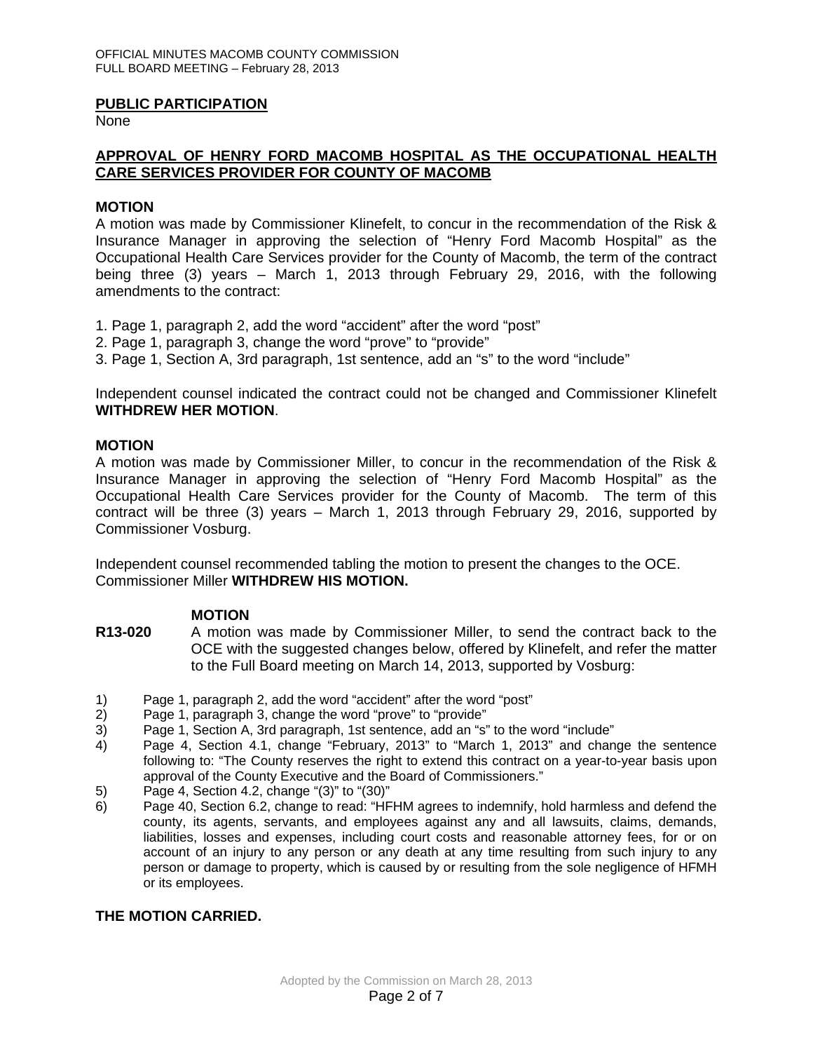## PUBLIC PARTICIPATION

None

## APPROVAL OF HENRY FORD MACOMB HOSPITAL AS THE OCCUPATIONAL HEALTH CARE SERVICES PROVIDER FOR COUNTY OF MACOMB

### MOTION

A motion was made by Commissioner Klinefelt, to concur in the recommendation of the Risk & Insurance Manager in approving the selection of "Henry Ford Macomb Hospital" as the Occupational Health Care Services provider for the County of Macomb, the term of the contract being three (3) years – March 1, 2013 through February 29, 2016, with the following amendments to the contract:

1. Page 1, paragraph 2, add the word "accident" after the word "post"
2. Page 1, paragraph 3, change the word "prove" to "provide"
3. Page 1, Section A, 3rd paragraph, 1st sentence, add an "s" to the word "include"

Independent counsel indicated the contract could not be changed and Commissioner Klinefelt **WITHDREW HER MOTION**.

### MOTION

A motion was made by Commissioner Miller, to concur in the recommendation of the Risk & Insurance Manager in approving the selection of "Henry Ford Macomb Hospital" as the Occupational Health Care Services provider for the County of Macomb. The term of this contract will be three (3) years – March 1, 2013 through February 29, 2016, supported by Commissioner Vosburg.

Independent counsel recommended tabling the motion to present the changes to the OCE. Commissioner Miller **WITHDREW HIS MOTION.**

### MOTION

**R13-020** A motion was made by Commissioner Miller, to send the contract back to the OCE with the suggested changes below, offered by Klinefelt, and refer the matter to the Full Board meeting on March 14, 2013, supported by Vosburg:

1) Page 1, paragraph 2, add the word "accident" after the word "post"
2) Page 1, paragraph 3, change the word "prove" to "provide"
3) Page 1, Section A, 3rd paragraph, 1st sentence, add an "s" to the word "include"
4) Page 4, Section 4.1, change "February, 2013" to "March 1, 2013" and change the sentence following to: "The County reserves the right to extend this contract on a year-to-year basis upon approval of the County Executive and the Board of Commissioners."
5) Page 4, Section 4.2, change "(3)" to "(30)"
6) Page 40, Section 6.2, change to read: "HFHM agrees to indemnify, hold harmless and defend the county, its agents, servants, and employees against any and all lawsuits, claims, demands, liabilities, losses and expenses, including court costs and reasonable attorney fees, for or on account of an injury to any person or any death at any time resulting from such injury to any person or damage to property, which is caused by or resulting from the sole negligence of HFMH or its employees.

**THE MOTION CARRIED.**

Adopted by the Commission on March 28, 2013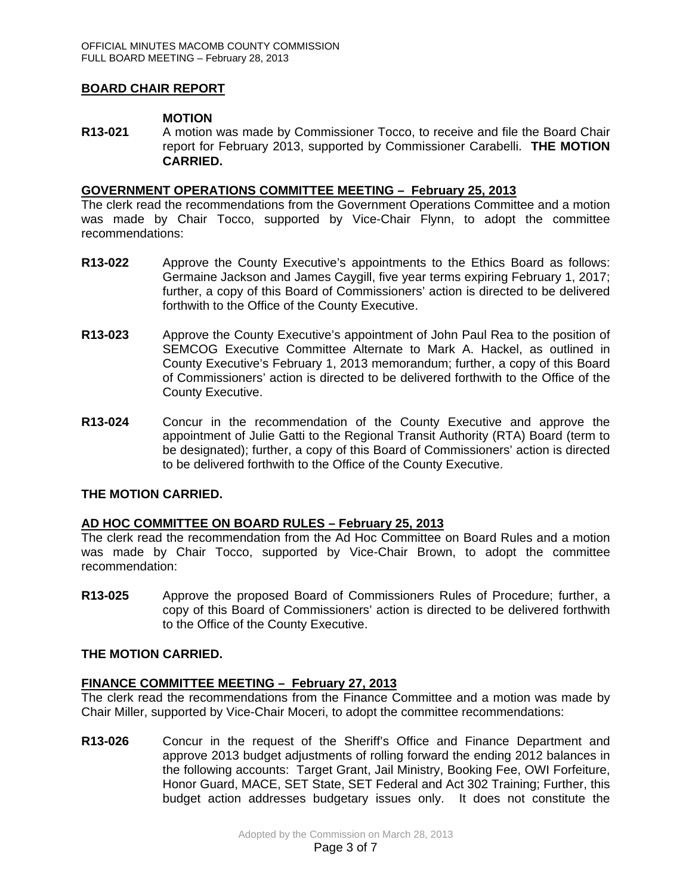## BOARD CHAIR REPORT

**MOTION**

**R13-021** A motion was made by Commissioner Tocco, to receive and file the Board Chair report for February 2013, supported by Commissioner Carabelli. **THE MOTION CARRIED.**

## GOVERNMENT OPERATIONS COMMITTEE MEETING – February 25, 2013

The clerk read the recommendations from the Government Operations Committee and a motion was made by Chair Tocco, supported by Vice-Chair Flynn, to adopt the committee recommendations:

**R13-022** Approve the County Executive's appointments to the Ethics Board as follows: Germaine Jackson and James Caygill, five year terms expiring February 1, 2017; further, a copy of this Board of Commissioners' action is directed to be delivered forthwith to the Office of the County Executive.

**R13-023** Approve the County Executive's appointment of John Paul Rea to the position of SEMCOG Executive Committee Alternate to Mark A. Hackel, as outlined in County Executive's February 1, 2013 memorandum; further, a copy of this Board of Commissioners' action is directed to be delivered forthwith to the Office of the County Executive.

**R13-024** Concur in the recommendation of the County Executive and approve the appointment of Julie Gatti to the Regional Transit Authority (RTA) Board (term to be designated); further, a copy of this Board of Commissioners' action is directed to be delivered forthwith to the Office of the County Executive.

**THE MOTION CARRIED.**

## AD HOC COMMITTEE ON BOARD RULES – February 25, 2013

The clerk read the recommendation from the Ad Hoc Committee on Board Rules and a motion was made by Chair Tocco, supported by Vice-Chair Brown, to adopt the committee recommendation:

**R13-025** Approve the proposed Board of Commissioners Rules of Procedure; further, a copy of this Board of Commissioners' action is directed to be delivered forthwith to the Office of the County Executive.

**THE MOTION CARRIED.**

## FINANCE COMMITTEE MEETING – February 27, 2013

The clerk read the recommendations from the Finance Committee and a motion was made by Chair Miller, supported by Vice-Chair Moceri, to adopt the committee recommendations:

**R13-026** Concur in the request of the Sheriff's Office and Finance Department and approve 2013 budget adjustments of rolling forward the ending 2012 balances in the following accounts: Target Grant, Jail Ministry, Booking Fee, OWI Forfeiture, Honor Guard, MACE, SET State, SET Federal and Act 302 Training; Further, this budget action addresses budgetary issues only. It does not constitute the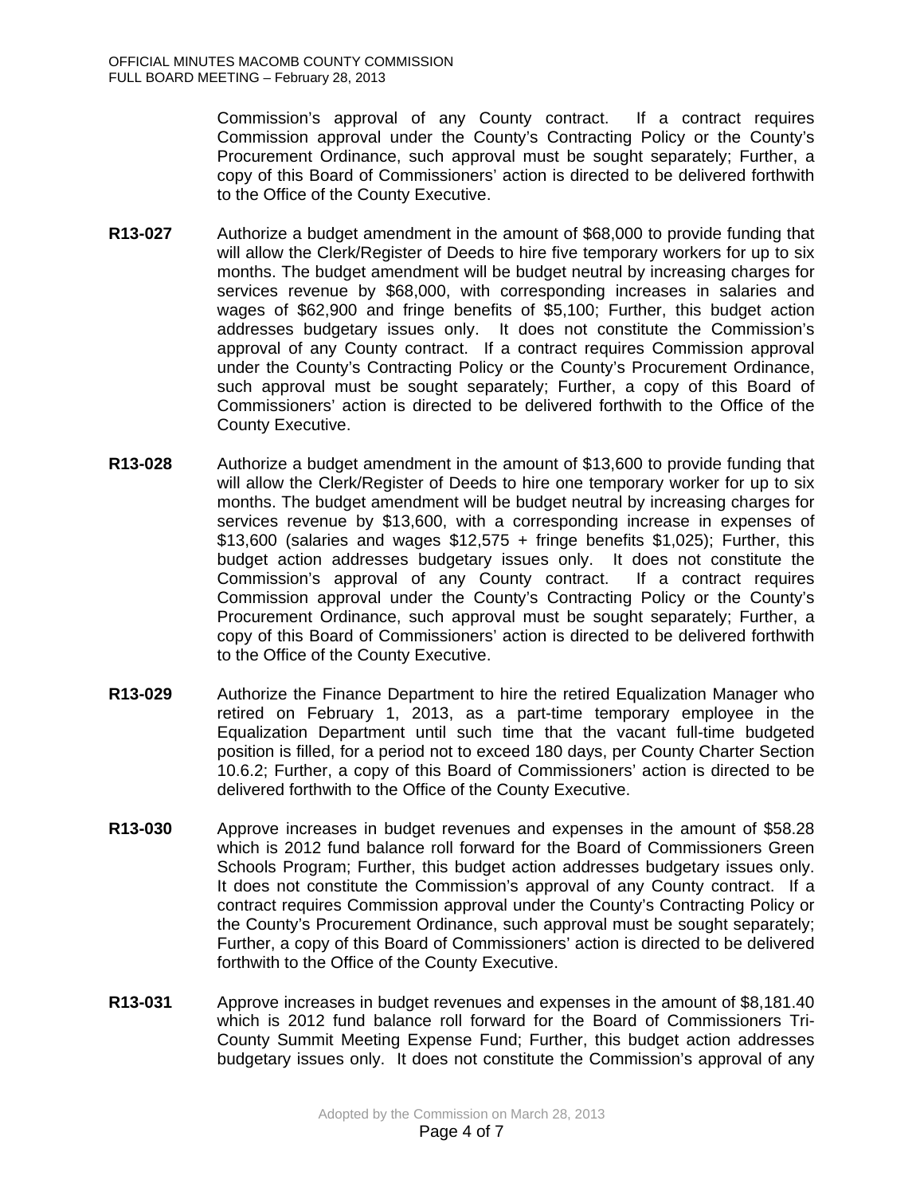Commission's approval of any County contract. If a contract requires Commission approval under the County's Contracting Policy or the County's Procurement Ordinance, such approval must be sought separately; Further, a copy of this Board of Commissioners' action is directed to be delivered forthwith to the Office of the County Executive.

**R13-027** Authorize a budget amendment in the amount of $68,000 to provide funding that will allow the Clerk/Register of Deeds to hire five temporary workers for up to six months. The budget amendment will be budget neutral by increasing charges for services revenue by $68,000, with corresponding increases in salaries and wages of $62,900 and fringe benefits of $5,100; Further, this budget action addresses budgetary issues only. It does not constitute the Commission's approval of any County contract. If a contract requires Commission approval under the County's Contracting Policy or the County's Procurement Ordinance, such approval must be sought separately; Further, a copy of this Board of Commissioners' action is directed to be delivered forthwith to the Office of the County Executive.

**R13-028** Authorize a budget amendment in the amount of $13,600 to provide funding that will allow the Clerk/Register of Deeds to hire one temporary worker for up to six months. The budget amendment will be budget neutral by increasing charges for services revenue by $13,600, with a corresponding increase in expenses of $13,600 (salaries and wages $12,575 + fringe benefits $1,025); Further, this budget action addresses budgetary issues only. It does not constitute the Commission's approval of any County contract. If a contract requires Commission approval under the County's Contracting Policy or the County's Procurement Ordinance, such approval must be sought separately; Further, a copy of this Board of Commissioners' action is directed to be delivered forthwith to the Office of the County Executive.

**R13-029** Authorize the Finance Department to hire the retired Equalization Manager who retired on February 1, 2013, as a part-time temporary employee in the Equalization Department until such time that the vacant full-time budgeted position is filled, for a period not to exceed 180 days, per County Charter Section 10.6.2; Further, a copy of this Board of Commissioners' action is directed to be delivered forthwith to the Office of the County Executive.

**R13-030** Approve increases in budget revenues and expenses in the amount of $58.28 which is 2012 fund balance roll forward for the Board of Commissioners Green Schools Program; Further, this budget action addresses budgetary issues only. It does not constitute the Commission's approval of any County contract. If a contract requires Commission approval under the County's Contracting Policy or the County's Procurement Ordinance, such approval must be sought separately; Further, a copy of this Board of Commissioners' action is directed to be delivered forthwith to the Office of the County Executive.

**R13-031** Approve increases in budget revenues and expenses in the amount of $8,181.40 which is 2012 fund balance roll forward for the Board of Commissioners Tri-County Summit Meeting Expense Fund; Further, this budget action addresses budgetary issues only. It does not constitute the Commission's approval of any

Adopted by the Commission on March 28, 2013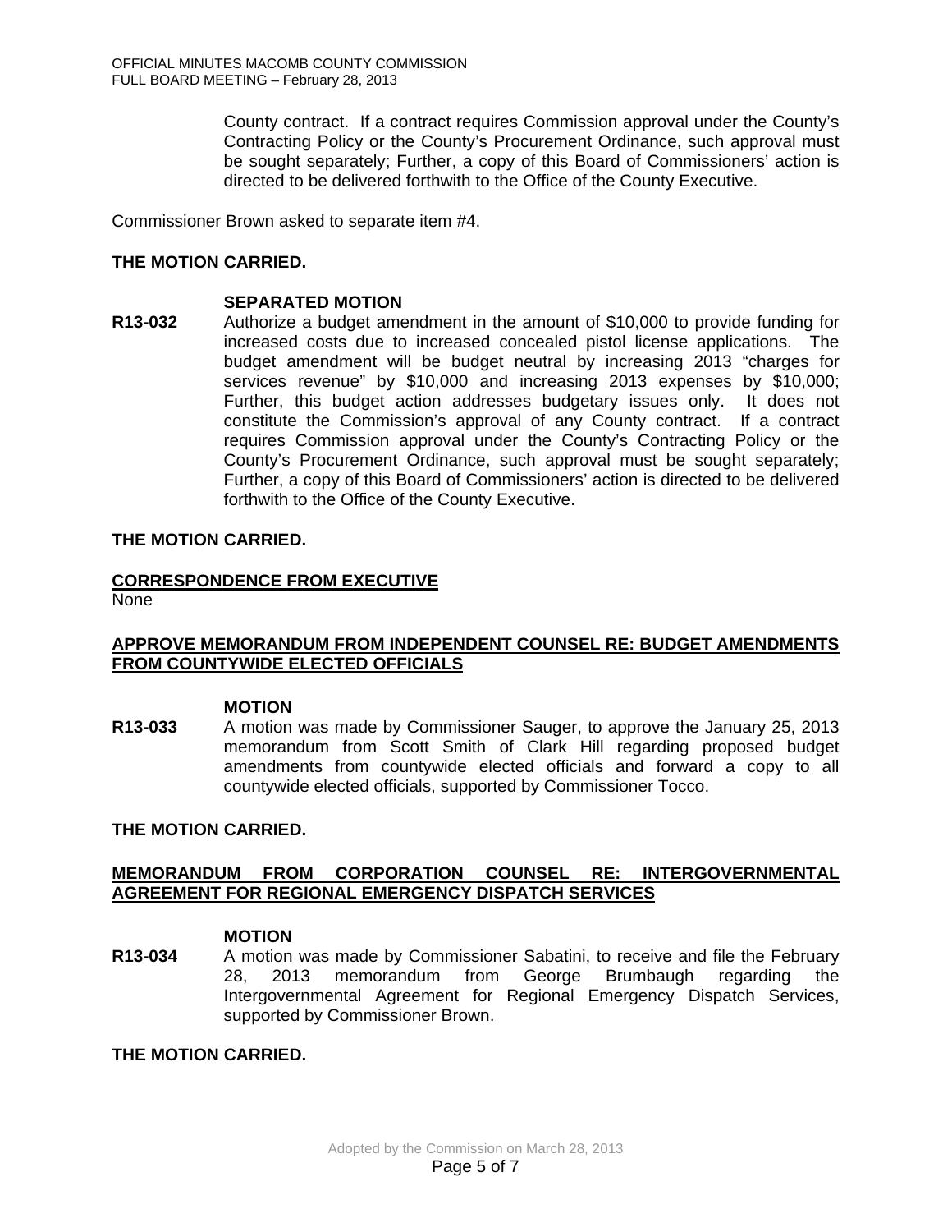County contract. If a contract requires Commission approval under the County's Contracting Policy or the County's Procurement Ordinance, such approval must be sought separately; Further, a copy of this Board of Commissioners' action is directed to be delivered forthwith to the Office of the County Executive.

Commissioner Brown asked to separate item #4.

**THE MOTION CARRIED.**

**SEPARATED MOTION**

**R13-032** Authorize a budget amendment in the amount of $10,000 to provide funding for increased costs due to increased concealed pistol license applications. The budget amendment will be budget neutral by increasing 2013 "charges for services revenue" by $10,000 and increasing 2013 expenses by $10,000; Further, this budget action addresses budgetary issues only. It does not constitute the Commission's approval of any County contract. If a contract requires Commission approval under the County's Contracting Policy or the County's Procurement Ordinance, such approval must be sought separately; Further, a copy of this Board of Commissioners' action is directed to be delivered forthwith to the Office of the County Executive.

**THE MOTION CARRIED.**

**CORRESPONDENCE FROM EXECUTIVE**

None

**APPROVE MEMORANDUM FROM INDEPENDENT COUNSEL RE: BUDGET AMENDMENTS FROM COUNTYWIDE ELECTED OFFICIALS**

**MOTION**

**R13-033** A motion was made by Commissioner Sauger, to approve the January 25, 2013 memorandum from Scott Smith of Clark Hill regarding proposed budget amendments from countywide elected officials and forward a copy to all countywide elected officials, supported by Commissioner Tocco.

**THE MOTION CARRIED.**

**MEMORANDUM FROM CORPORATION COUNSEL RE: INTERGOVERNMENTAL AGREEMENT FOR REGIONAL EMERGENCY DISPATCH SERVICES**

**MOTION**

**R13-034** A motion was made by Commissioner Sabatini, to receive and file the February 28, 2013 memorandum from George Brumbaugh regarding the Intergovernmental Agreement for Regional Emergency Dispatch Services, supported by Commissioner Brown.

**THE MOTION CARRIED.**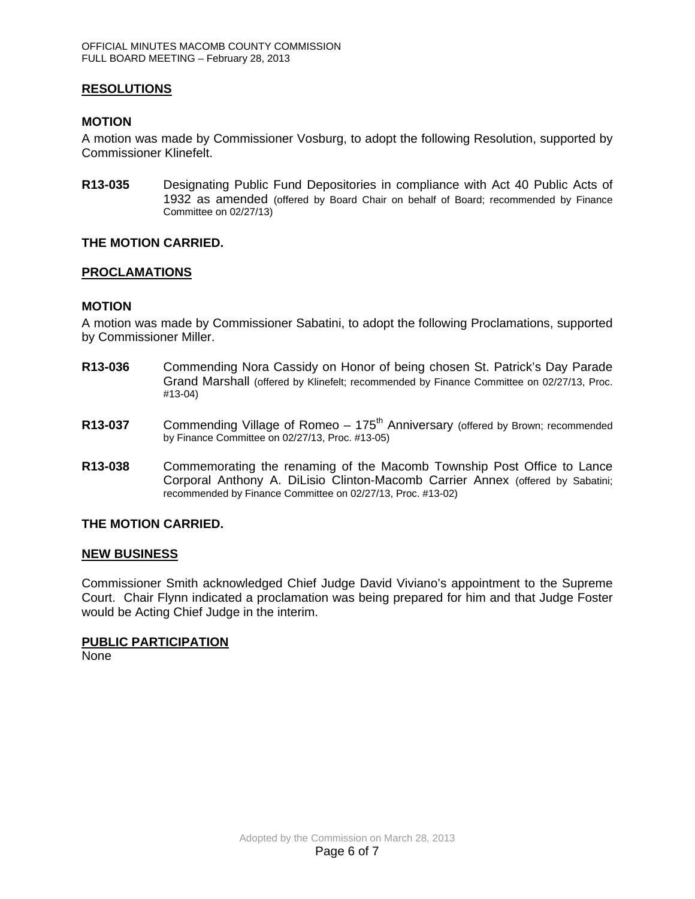## RESOLUTIONS

### MOTION

A motion was made by Commissioner Vosburg, to adopt the following Resolution, supported by Commissioner Klinefelt.

**R13-035** Designating Public Fund Depositories in compliance with Act 40 Public Acts of 1932 as amended (offered by Board Chair on behalf of Board; recommended by Finance Committee on 02/27/13)

**THE MOTION CARRIED.**

## PROCLAMATIONS

### MOTION

A motion was made by Commissioner Sabatini, to adopt the following Proclamations, supported by Commissioner Miller.

**R13-036** Commending Nora Cassidy on Honor of being chosen St. Patrick's Day Parade Grand Marshall (offered by Klinefelt; recommended by Finance Committee on 02/27/13, Proc. #13-04)

**R13-037** Commending Village of Romeo – 175th Anniversary (offered by Brown; recommended by Finance Committee on 02/27/13, Proc. #13-05)

**R13-038** Commemorating the renaming of the Macomb Township Post Office to Lance Corporal Anthony A. DiLisio Clinton-Macomb Carrier Annex (offered by Sabatini; recommended by Finance Committee on 02/27/13, Proc. #13-02)

**THE MOTION CARRIED.**

## NEW BUSINESS

Commissioner Smith acknowledged Chief Judge David Viviano's appointment to the Supreme Court. Chair Flynn indicated a proclamation was being prepared for him and that Judge Foster would be Acting Chief Judge in the interim.

## PUBLIC PARTICIPATION

None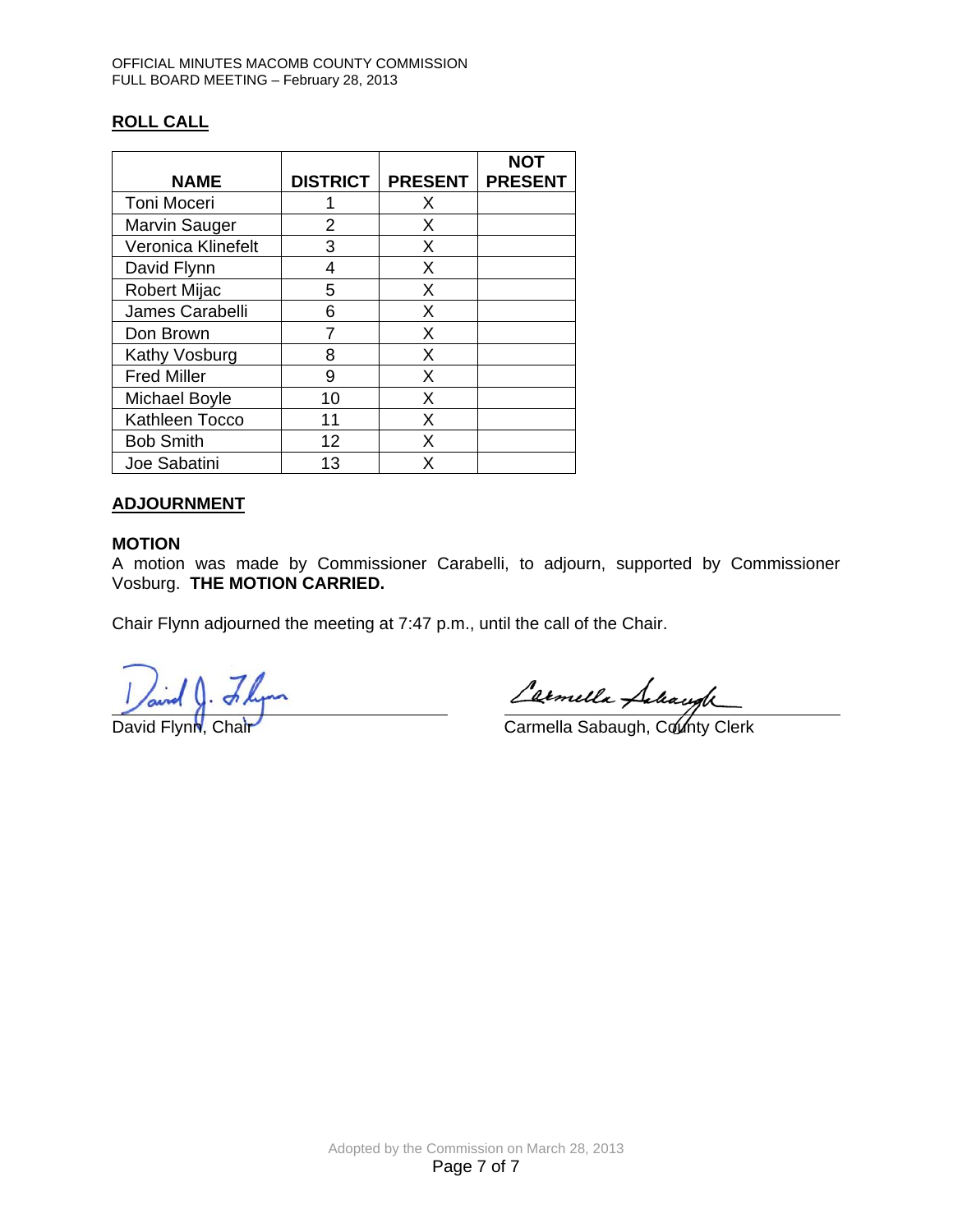## ROLL CALL

| NAME | DISTRICT | PRESENT | NOT PRESENT |
|---|---|---|---|
| Toni Moceri | 1 | X | |
| Marvin Sauger | 2 | X | |
| Veronica Klinefelt | 3 | X | |
| David Flynn | 4 | X | |
| Robert Mijac | 5 | X | |
| James Carabelli | 6 | X | |
| Don Brown | 7 | X | |
| Kathy Vosburg | 8 | X | |
| Fred Miller | 9 | X | |
| Michael Boyle | 10 | X | |
| Kathleen Tocco | 11 | X | |
| Bob Smith | 12 | X | |
| Joe Sabatini | 13 | X | |

## ADJOURNMENT

**MOTION**

A motion was made by Commissioner Carabelli, to adjourn, supported by Commissioner Vosburg. **THE MOTION CARRIED.**

Chair Flynn adjourned the meeting at 7:47 p.m., until the call of the Chair.

David Flynn, Chair

Carmella Sabaugh, County Clerk

Adopted by the Commission on March 28, 2013